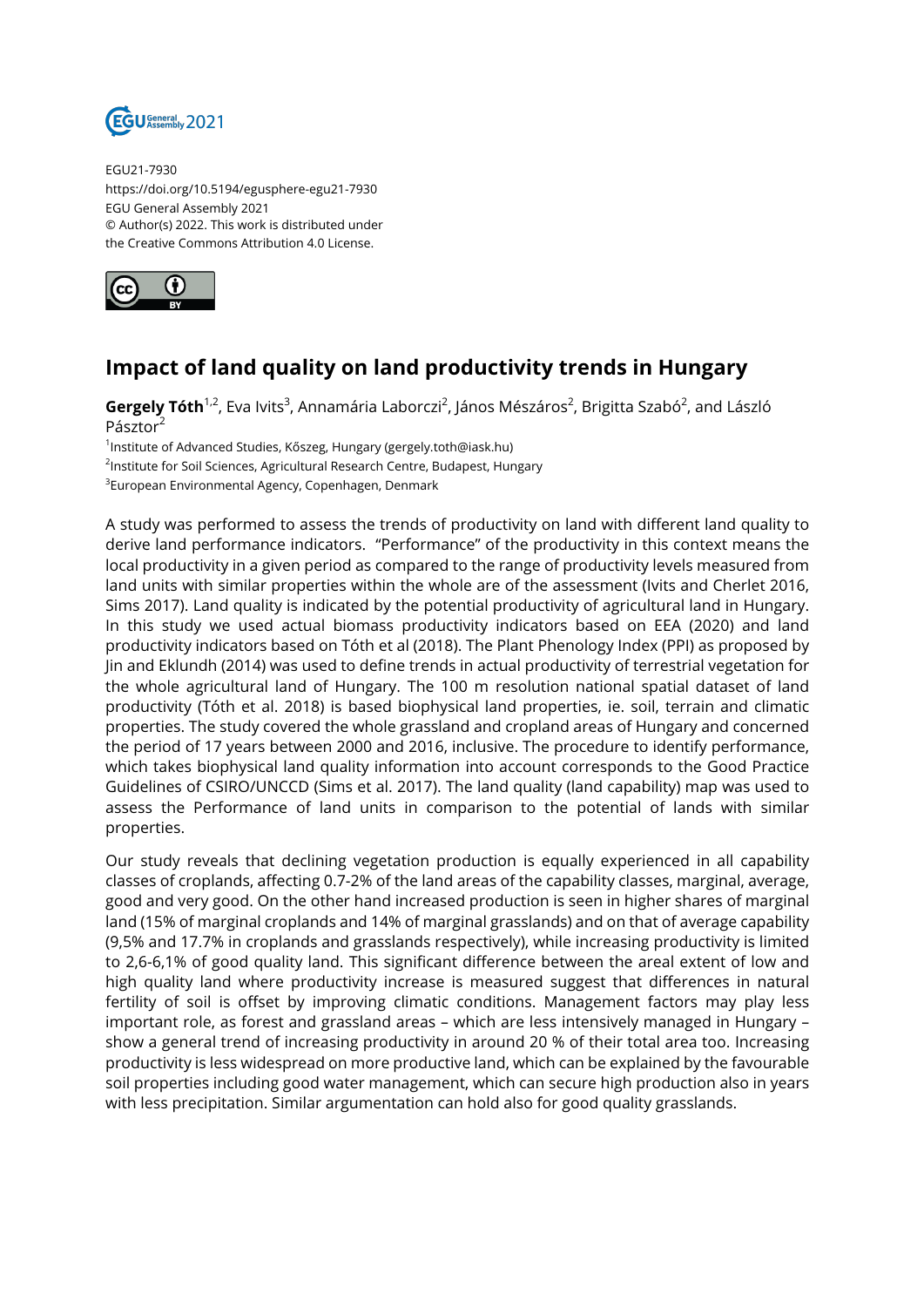EGU21-7930
https://doi.org/10.5194/egusphere-egu21-7930
EGU General Assembly 2021
© Author(s) 2022. This work is distributed under
the Creative Commons Attribution 4.0 License.

# Impact of land quality on land productivity trends in Hungary

**Gergely Tóth**[1,2], Eva Ivits[3], Annamária Laborczi[2], János Mészáros[2], Brigitta Szabó[2], and László Pásztor[2]

[1]Institute of Advanced Studies, Kőszeg, Hungary (gergely.toth@iask.hu)
[2]Institute for Soil Sciences, Agricultural Research Centre, Budapest, Hungary
[3]European Environmental Agency, Copenhagen, Denmark

A study was performed to assess the trends of productivity on land with different land quality to derive land performance indicators. "Performance" of the productivity in this context means the local productivity in a given period as compared to the range of productivity levels measured from land units with similar properties within the whole are of the assessment (Ivits and Cherlet 2016, Sims 2017). Land quality is indicated by the potential productivity of agricultural land in Hungary. In this study we used actual biomass productivity indicators based on EEA (2020) and land productivity indicators based on Tóth et al (2018). The Plant Phenology Index (PPI) as proposed by Jin and Eklundh (2014) was used to define trends in actual productivity of terrestrial vegetation for the whole agricultural land of Hungary. The 100 m resolution national spatial dataset of land productivity (Tóth et al. 2018) is based biophysical land properties, ie. soil, terrain and climatic properties. The study covered the whole grassland and cropland areas of Hungary and concerned the period of 17 years between 2000 and 2016, inclusive. The procedure to identify performance, which takes biophysical land quality information into account corresponds to the Good Practice Guidelines of CSIRO/UNCCD (Sims et al. 2017). The land quality (land capability) map was used to assess the Performance of land units in comparison to the potential of lands with similar properties.

Our study reveals that declining vegetation production is equally experienced in all capability classes of croplands, affecting 0.7-2% of the land areas of the capability classes, marginal, average, good and very good. On the other hand increased production is seen in higher shares of marginal land (15% of marginal croplands and 14% of marginal grasslands) and on that of average capability (9,5% and 17.7% in croplands and grasslands respectively), while increasing productivity is limited to 2,6-6,1% of good quality land. This significant difference between the areal extent of low and high quality land where productivity increase is measured suggest that differences in natural fertility of soil is offset by improving climatic conditions. Management factors may play less important role, as forest and grassland areas – which are less intensively managed in Hungary – show a general trend of increasing productivity in around 20 % of their total area too. Increasing productivity is less widespread on more productive land, which can be explained by the favourable soil properties including good water management, which can secure high production also in years with less precipitation. Similar argumentation can hold also for good quality grasslands.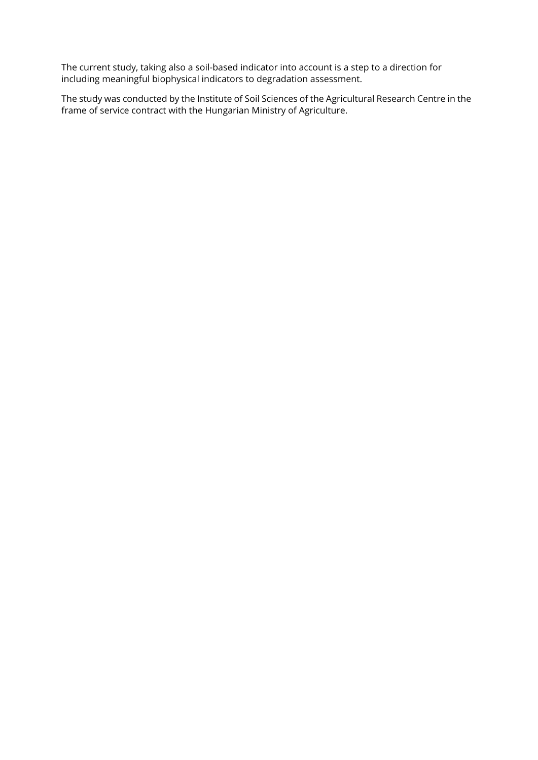The current study, taking also a soil-based indicator into account is a step to a direction for including meaningful biophysical indicators to degradation assessment.

The study was conducted by the Institute of Soil Sciences of the Agricultural Research Centre in the frame of service contract with the Hungarian Ministry of Agriculture.